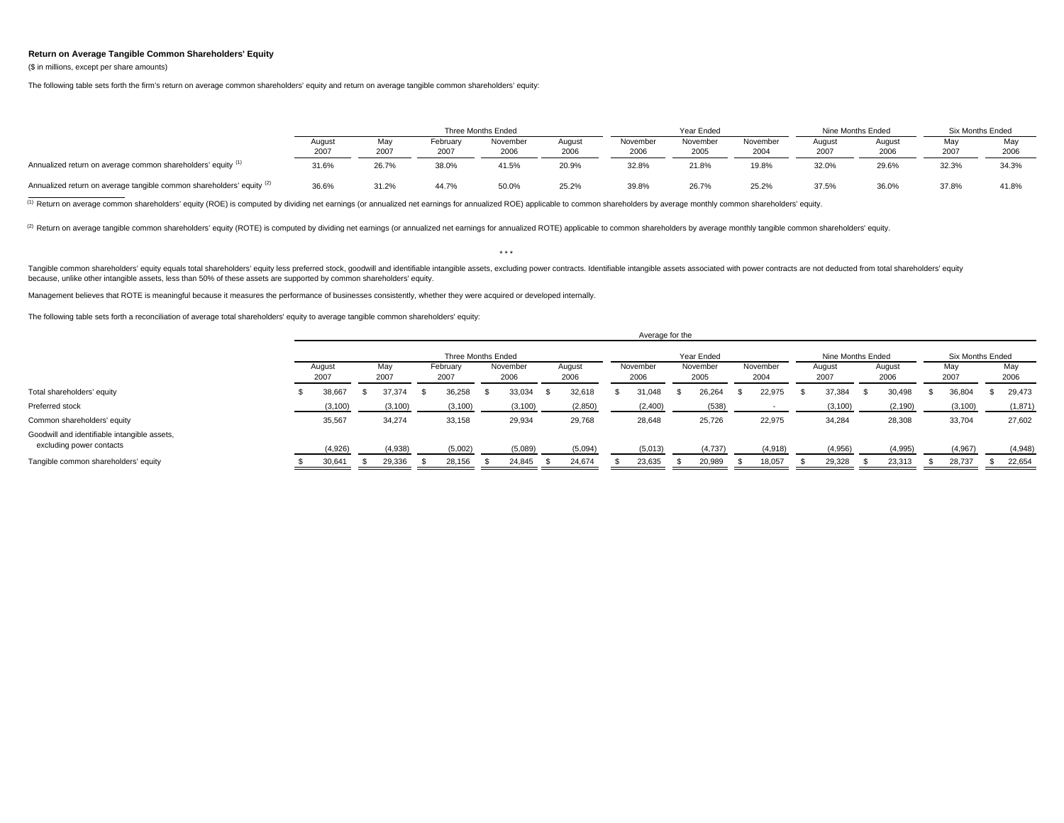### Return on Average Tangible Common Shareholders' Equity

($ in millions, except per share amounts)

The following table sets forth the firm's return on average common shareholders' equity and return on average tangible common shareholders' equity:

| | Three Months Ended | | | | | Year Ended | | | Nine Months Ended | | Six Months Ended | |
|---|---|---|---|---|---|---|---|---|---|---|---|---|
| | August 2007 | May 2007 | February 2007 | November 2006 | August 2006 | November 2006 | November 2005 | November 2004 | August 2007 | August 2006 | May 2007 | May 2006 |
| Annualized return on average common shareholders' equity [1] | 31.6% | 26.7% | 38.0% | 41.5% | 20.9% | 32.8% | 21.8% | 19.8% | 32.0% | 29.6% | 32.3% | 34.3% |
| Annualized return on average tangible common shareholders' equity [2] | 36.6% | 31.2% | 44.7% | 50.0% | 25.2% | 39.8% | 26.7% | 25.2% | 37.5% | 36.0% | 37.8% | 41.8% |

[1] Return on average common shareholders' equity (ROE) is computed by dividing net earnings (or annualized net earnings for annualized ROE) applicable to common shareholders by average monthly common shareholders' equity.

[2] Return on average tangible common shareholders' equity (ROTE) is computed by dividing net earnings (or annualized net earnings for annualized ROTE) applicable to common shareholders by average monthly tangible common shareholders' equity.

\* \* \*

Tangible common shareholders' equity equals total shareholders' equity less preferred stock, goodwill and identifiable intangible assets, excluding power contracts. Identifiable intangible assets associated with power contracts are not deducted from total shareholders' equity because, unlike other intangible assets, less than 50% of these assets are supported by common shareholders' equity.

Management believes that ROTE is meaningful because it measures the performance of businesses consistently, whether they were acquired or developed internally.

The following table sets forth a reconciliation of average total shareholders' equity to average tangible common shareholders' equity:

| | Average for the | | | | | | | | | | | |
|---|---|---|---|---|---|---|---|---|---|---|---|---|
| | Three Months Ended | | | | | Year Ended | | | Nine Months Ended | | Six Months Ended | |
| | August 2007 | May 2007 | February 2007 | November 2006 | August 2006 | November 2006 | November 2005 | November 2004 | August 2007 | August 2006 | May 2007 | May 2006 |
| Total shareholders' equity | $ 38,667 | $ 37,374 | $ 36,258 | $ 33,034 | $ 32,618 | $ 31,048 | $ 26,264 | $ 22,975 | $ 37,384 | $ 30,498 | $ 36,804 | $ 29,473 |
| Preferred stock | (3,100) | (3,100) | (3,100) | (3,100) | (2,850) | (2,400) | (538) | - | (3,100) | (2,190) | (3,100) | (1,871) |
| Common shareholders' equity | 35,567 | 34,274 | 33,158 | 29,934 | 29,768 | 28,648 | 25,726 | 22,975 | 34,284 | 28,308 | 33,704 | 27,602 |
| Goodwill and identifiable intangible assets, excluding power contacts | (4,926) | (4,938) | (5,002) | (5,089) | (5,094) | (5,013) | (4,737) | (4,918) | (4,956) | (4,995) | (4,967) | (4,948) |
| Tangible common shareholders' equity | $ 30,641 | $ 29,336 | $ 28,156 | $ 24,845 | $ 24,674 | $ 23,635 | $ 20,989 | $ 18,057 | $ 29,328 | $ 23,313 | $ 28,737 | $ 22,654 |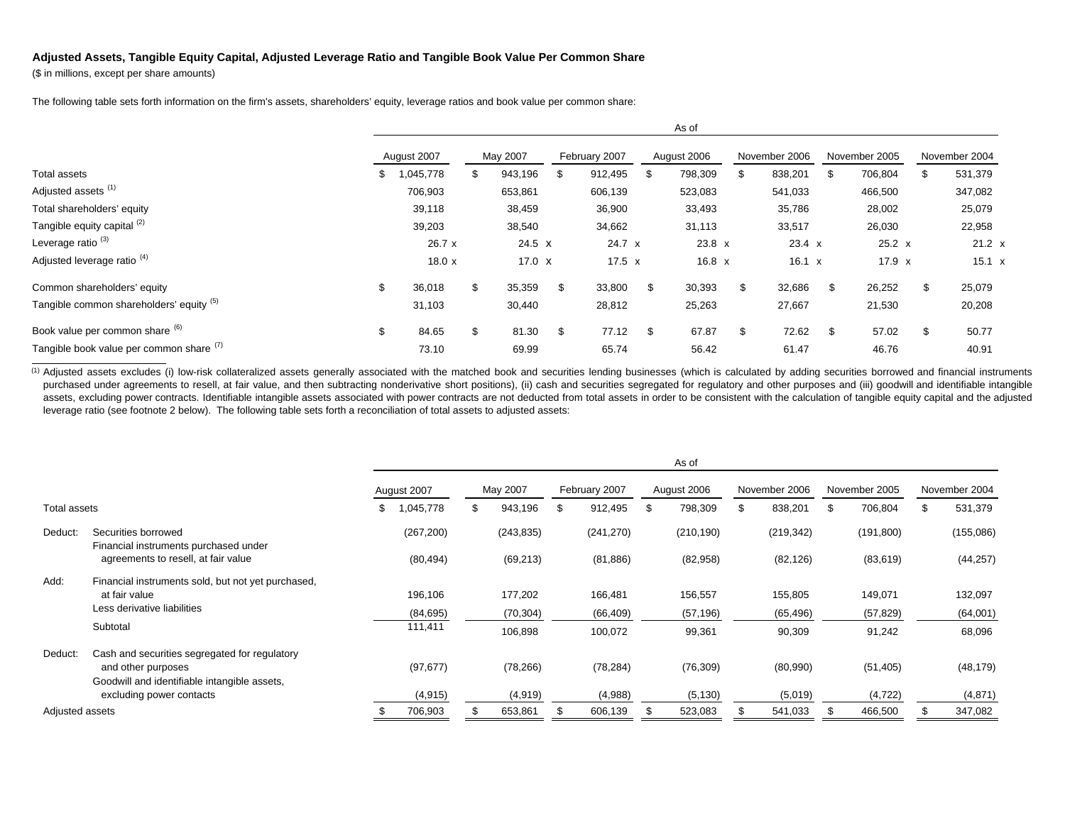**Adjusted Assets, Tangible Equity Capital, Adjusted Leverage Ratio and Tangible Book Value Per Common Share**

($ in millions, except per share amounts)

The following table sets forth information on the firm's assets, shareholders' equity, leverage ratios and book value per common share:

| | As of | | | | | | |
|---|---|---|---|---|---|---|---|
| | August 2007 | May 2007 | February 2007 | August 2006 | November 2006 | November 2005 | November 2004 |
| Total assets | $ 1,045,778 | $ 943,196 | $ 912,495 | $ 798,309 | $ 838,201 | $ 706,804 | $ 531,379 |
| Adjusted assets [(1)] | 706,903 | 653,861 | 606,139 | 523,083 | 541,033 | 466,500 | 347,082 |
| Total shareholders' equity | 39,118 | 38,459 | 36,900 | 33,493 | 35,786 | 28,002 | 25,079 |
| Tangible equity capital [(2)] | 39,203 | 38,540 | 34,662 | 31,113 | 33,517 | 26,030 | 22,958 |
| Leverage ratio [(3)] | 26.7 x | 24.5 x | 24.7 x | 23.8 x | 23.4 x | 25.2 x | 21.2 x |
| Adjusted leverage ratio [(4)] | 18.0 x | 17.0 x | 17.5 x | 16.8 x | 16.1 x | 17.9 x | 15.1 x |
| Common shareholders' equity | $ 36,018 | $ 35,359 | $ 33,800 | $ 30,393 | $ 32,686 | $ 26,252 | $ 25,079 |
| Tangible common shareholders' equity [(5)] | 31,103 | 30,440 | 28,812 | 25,263 | 27,667 | 21,530 | 20,208 |
| Book value per common share [(6)] | $ 84.65 | $ 81.30 | $ 77.12 | $ 67.87 | $ 72.62 | $ 57.02 | $ 50.77 |
| Tangible book value per common share [(7)] | 73.10 | 69.99 | 65.74 | 56.42 | 61.47 | 46.76 | 40.91 |

[(1)] Adjusted assets excludes (i) low-risk collateralized assets generally associated with the matched book and securities lending businesses (which is calculated by adding securities borrowed and financial instruments purchased under agreements to resell, at fair value, and then subtracting nonderivative short positions), (ii) cash and securities segregated for regulatory and other purposes and (iii) goodwill and identifiable intangible assets, excluding power contracts. Identifiable intangible assets associated with power contracts are not deducted from total assets in order to be consistent with the calculation of tangible equity capital and the adjusted leverage ratio (see footnote 2 below). The following table sets forth a reconciliation of total assets to adjusted assets:

| | | As of | | | | | | |
|---|---|---|---|---|---|---|---|---|
| | | August 2007 | May 2007 | February 2007 | August 2006 | November 2006 | November 2005 | November 2004 |
| Total assets | | $ 1,045,778 | $ 943,196 | $ 912,495 | $ 798,309 | $ 838,201 | $ 706,804 | $ 531,379 |
| Deduct: | Securities borrowed | (267,200) | (243,835) | (241,270) | (210,190) | (219,342) | (191,800) | (155,086) |
| | Financial instruments purchased under agreements to resell, at fair value | (80,494) | (69,213) | (81,886) | (82,958) | (82,126) | (83,619) | (44,257) |
| Add: | Financial instruments sold, but not yet purchased, at fair value | 196,106 | 177,202 | 166,481 | 156,557 | 155,805 | 149,071 | 132,097 |
| | Less derivative liabilities | (84,695) | (70,304) | (66,409) | (57,196) | (65,496) | (57,829) | (64,001) |
| | Subtotal | 111,411 | 106,898 | 100,072 | 99,361 | 90,309 | 91,242 | 68,096 |
| Deduct: | Cash and securities segregated for regulatory and other purposes | (97,677) | (78,266) | (78,284) | (76,309) | (80,990) | (51,405) | (48,179) |
| | Goodwill and identifiable intangible assets, excluding power contacts | (4,915) | (4,919) | (4,988) | (5,130) | (5,019) | (4,722) | (4,871) |
| Adjusted assets | | $ 706,903 | $ 653,861 | $ 606,139 | $ 523,083 | $ 541,033 | $ 466,500 | $ 347,082 |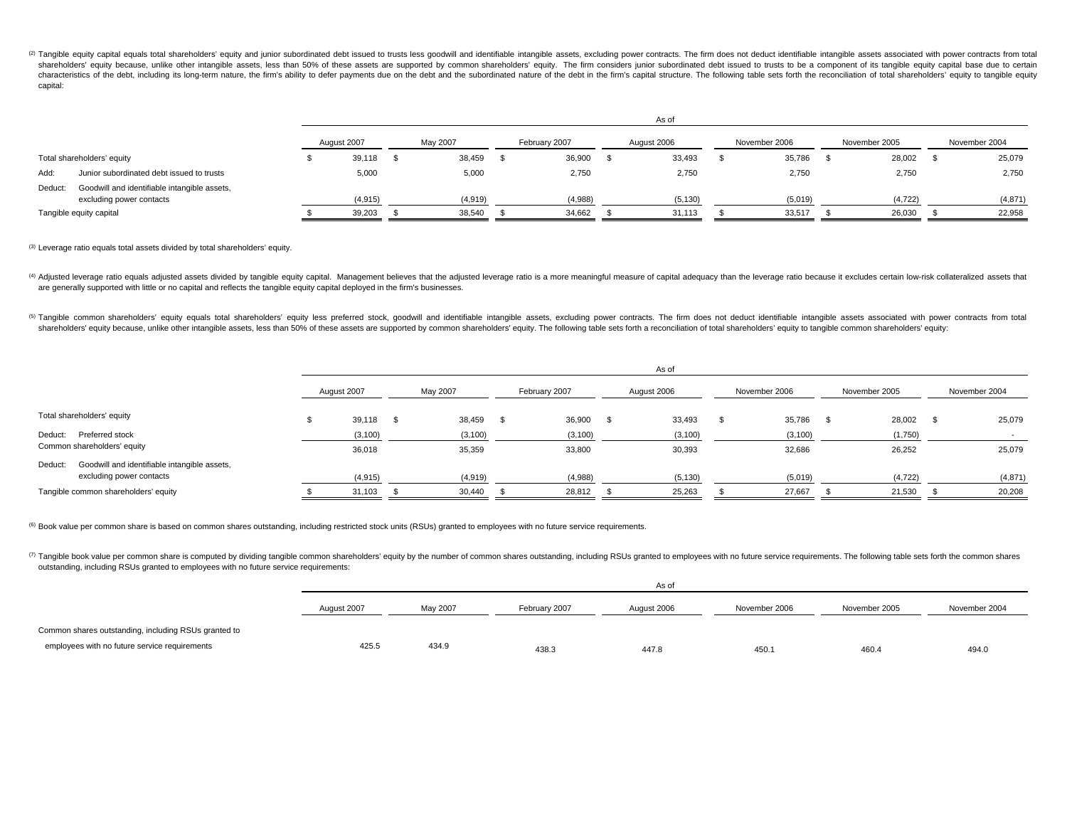(2) Tangible equity capital equals total shareholders' equity and junior subordinated debt issued to trusts less goodwill and identifiable intangible assets, excluding power contracts. The firm does not deduct identifiable intangible assets associated with power contracts from total shareholders' equity because, unlike other intangible assets, less than 50% of these assets are supported by common shareholders' equity. The firm considers junior subordinated debt issued to trusts to be a component of its tangible equity capital base due to certain characteristics of the debt, including its long-term nature, the firm's ability to defer payments due on the debt and the subordinated nature of the debt in the firm's capital structure. The following table sets forth the reconciliation of total shareholders' equity to tangible equity capital:

| | As of | | | | | | |
|---|---|---|---|---|---|---|---|
| | August 2007 | May 2007 | February 2007 | August 2006 | November 2006 | November 2005 | November 2004 |
| Total shareholders' equity | $ 39,118 | $ 38,459 | $ 36,900 | $ 33,493 | $ 35,786 | $ 28,002 | $ 25,079 |
| Add: Junior subordinated debt issued to trusts | 5,000 | 5,000 | 2,750 | 2,750 | 2,750 | 2,750 | 2,750 |
| Deduct: Goodwill and identifiable intangible assets, excluding power contacts | (4,915) | (4,919) | (4,988) | (5,130) | (5,019) | (4,722) | (4,871) |
| Tangible equity capital | $ 39,203 | $ 38,540 | $ 34,662 | $ 31,113 | $ 33,517 | $ 26,030 | $ 22,958 |

(3) Leverage ratio equals total assets divided by total shareholders' equity.

(4) Adjusted leverage ratio equals adjusted assets divided by tangible equity capital. Management believes that the adjusted leverage ratio is a more meaningful measure of capital adequacy than the leverage ratio because it excludes certain low-risk collateralized assets that are generally supported with little or no capital and reflects the tangible equity capital deployed in the firm's businesses.

(5) Tangible common shareholders' equity equals total shareholders' equity less preferred stock, goodwill and identifiable intangible assets, excluding power contracts. The firm does not deduct identifiable intangible assets associated with power contracts from total shareholders' equity because, unlike other intangible assets, less than 50% of these assets are supported by common shareholders' equity. The following table sets forth a reconciliation of total shareholders' equity to tangible common shareholders' equity:

| | As of | | | | | | |
|---|---|---|---|---|---|---|---|
| | August 2007 | May 2007 | February 2007 | August 2006 | November 2006 | November 2005 | November 2004 |
| Total shareholders' equity | $ 39,118 | $ 38,459 | $ 36,900 | $ 33,493 | $ 35,786 | $ 28,002 | $ 25,079 |
| Deduct: Preferred stock | (3,100) | (3,100) | (3,100) | (3,100) | (3,100) | (1,750) | - |
| Common shareholders' equity | 36,018 | 35,359 | 33,800 | 30,393 | 32,686 | 26,252 | 25,079 |
| Deduct: Goodwill and identifiable intangible assets, excluding power contacts | (4,915) | (4,919) | (4,988) | (5,130) | (5,019) | (4,722) | (4,871) |
| Tangible common shareholders' equity | $ 31,103 | $ 30,440 | $ 28,812 | $ 25,263 | $ 27,667 | $ 21,530 | $ 20,208 |

(6) Book value per common share is based on common shares outstanding, including restricted stock units (RSUs) granted to employees with no future service requirements.

(7) Tangible book value per common share is computed by dividing tangible common shareholders' equity by the number of common shares outstanding, including RSUs granted to employees with no future service requirements. The following table sets forth the common shares outstanding, including RSUs granted to employees with no future service requirements:

| | As of | | | | | | |
|---|---|---|---|---|---|---|---|
| | August 2007 | May 2007 | February 2007 | August 2006 | November 2006 | November 2005 | November 2004 |
| Common shares outstanding, including RSUs granted to employees with no future service requirements | 425.5 | 434.9 | 438.3 | 447.8 | 450.1 | 460.4 | 494.0 |